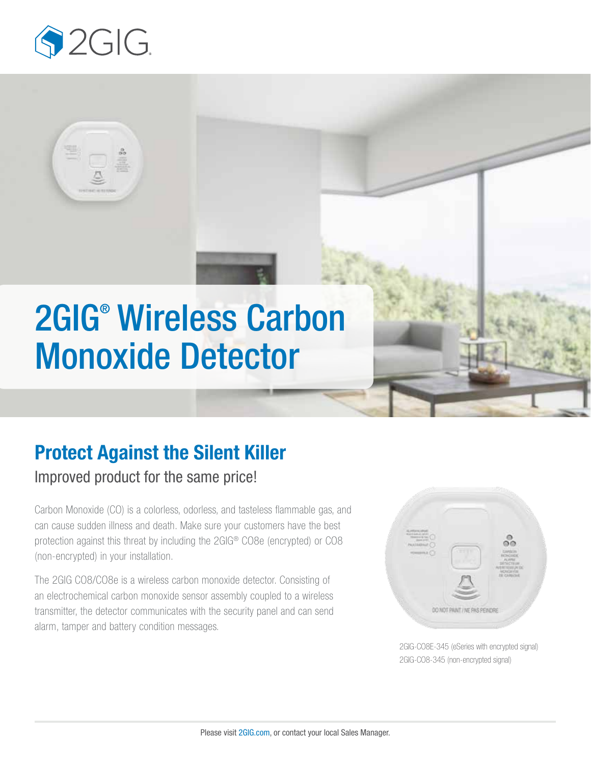# 2GIG® Wireless Carbon Monoxide Detector

## Protect Against the Silent Killer

Improved product for the same price!

Carbon Monoxide (CO) is a colorless, odorless, and tasteless flammable gas, and can cause sudden illness and death. Make sure your customers have the best protection against this threat by including the 2GIG® CO8e (encrypted) or CO8 (non-encrypted) in your installation.

The 2GIG CO8/CO8e is a wireless carbon monoxide detector. Consisting of an electrochemical carbon monoxide sensor assembly coupled to a wireless transmitter, the detector communicates with the security panel and can send alarm, tamper and battery condition messages.

2GIG-CO8E-345 (eSeries with encrypted signal)
2GIG-CO8-345 (non-encrypted signal)

Please visit 2GIG.com, or contact your local Sales Manager.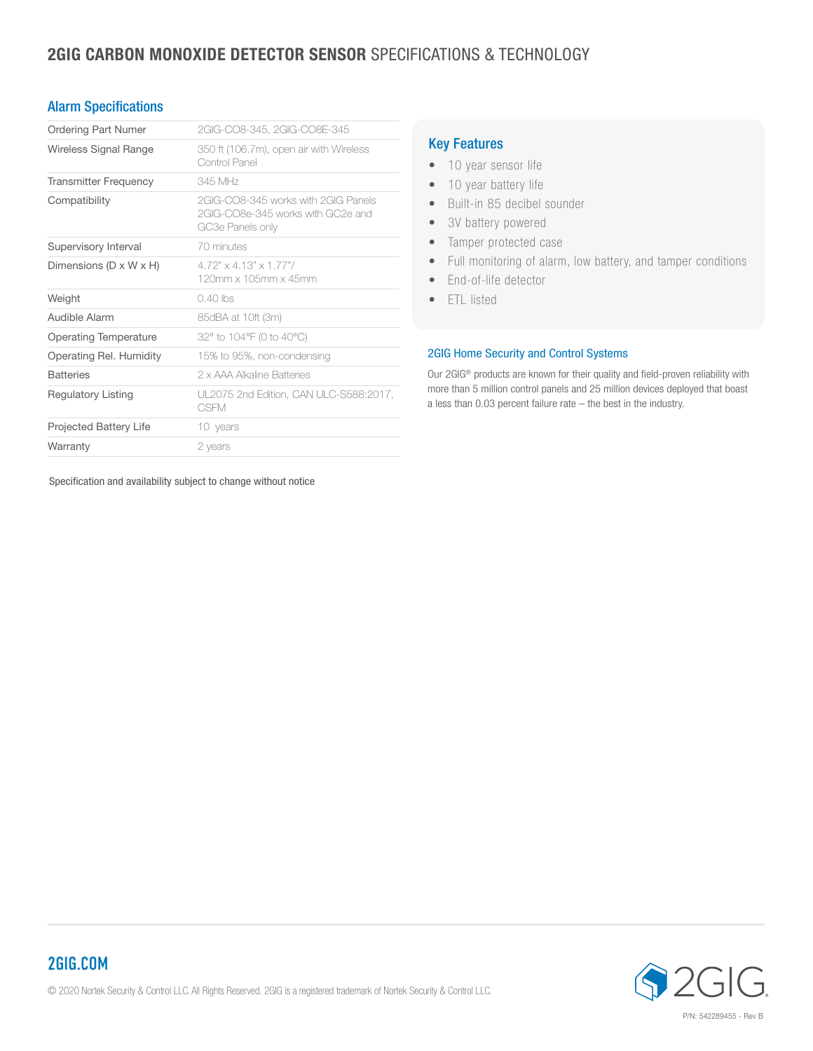# 2GIG CARBON MONOXIDE DETECTOR SENSOR SPECIFICATIONS & TECHNOLOGY

## Alarm Specifications

| | |
|---|---|
| Ordering Part Numer | 2GIG-CO8-345, 2GIG-CO8E-345 |
| Wireless Signal Range | 350 ft (106.7m), open air with Wireless Control Panel |
| Transmitter Frequency | 345 MHz |
| Compatibility | 2GIG-CO8-345 works with 2GIG Panels 2GIG-CO8e-345 works with GC2e and GC3e Panels only |
| Supervisory Interval | 70 minutes |
| Dimensions (D x W x H) | 4.72" x 4.13" x 1.77"/ 120mm x 105mm x 45mm |
| Weight | 0.40 lbs |
| Audible Alarm | 85dBA at 10ft (3m) |
| Operating Temperature | 32° to 104°F (0 to 40°C) |
| Operating Rel. Humidity | 15% to 95%, non-condensing |
| Batteries | 2 x AAA Alkaline Batteries |
| Regulatory Listing | UL2075 2nd Edition, CAN ULC-S588:2017, CSFM |
| Projected Battery Life | 10 years |
| Warranty | 2 years |

Specification and availability subject to change without notice

## Key Features

- 10 year sensor life
- 10 year battery life
- Built-in 85 decibel sounder
- 3V battery powered
- Tamper protected case
- Full monitoring of alarm, low battery, and tamper conditions
- End-of-life detector
- ETL listed

### 2GIG Home Security and Control Systems

Our 2GIG® products are known for their quality and field-proven reliability with more than 5 million control panels and 25 million devices deployed that boast a less than 0.03 percent failure rate – the best in the industry.

**2GIG.COM**

© 2020 Nortek Security & Control LLC. All Rights Reserved. 2GIG is a registered trademark of Nortek Security & Control LLC.

P/N: 542289455 - Rev B